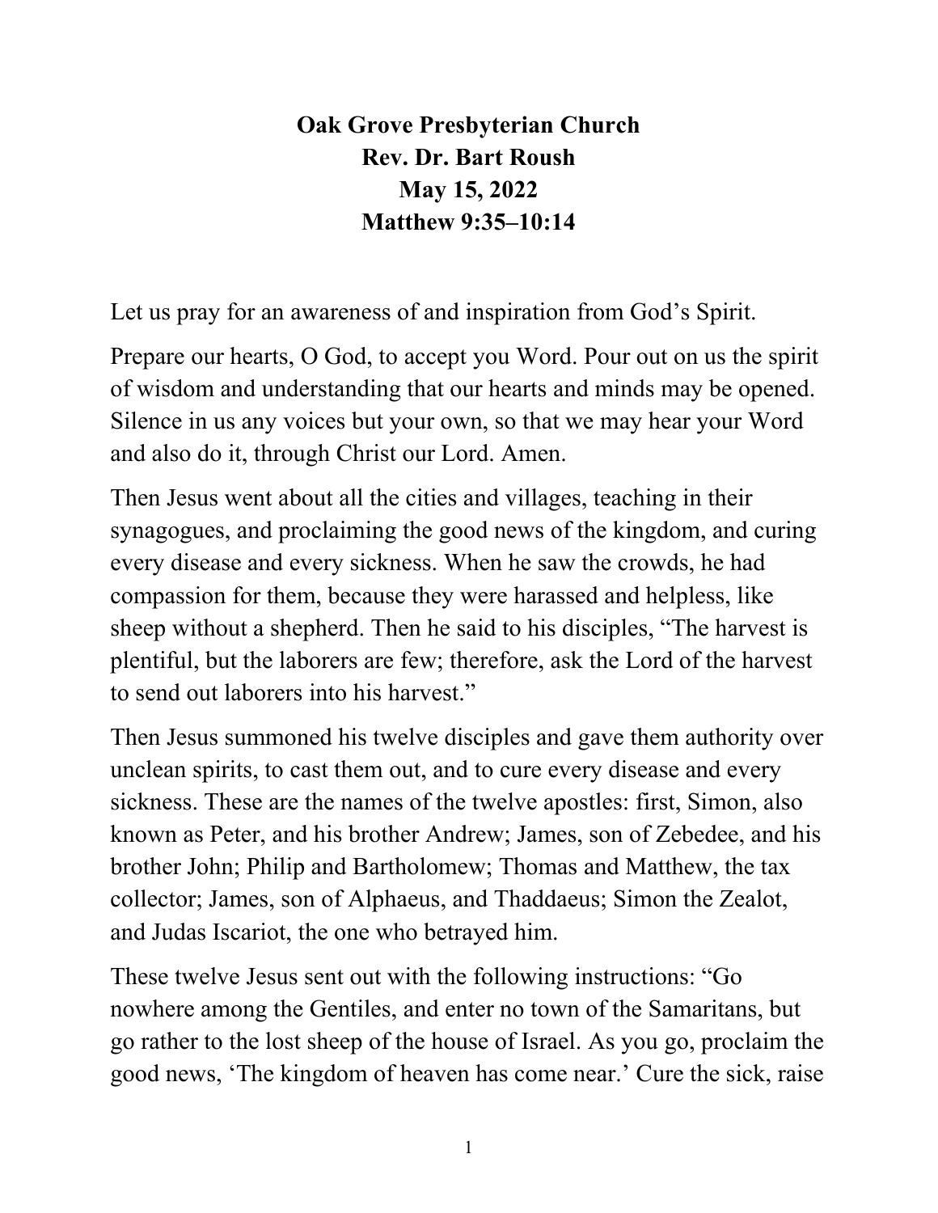**Oak Grove Presbyterian Church**
**Rev. Dr. Bart Roush**
**May 15, 2022**
**Matthew 9:35–10:14**

Let us pray for an awareness of and inspiration from God's Spirit.

Prepare our hearts, O God, to accept you Word. Pour out on us the spirit of wisdom and understanding that our hearts and minds may be opened. Silence in us any voices but your own, so that we may hear your Word and also do it, through Christ our Lord. Amen.

Then Jesus went about all the cities and villages, teaching in their synagogues, and proclaiming the good news of the kingdom, and curing every disease and every sickness. When he saw the crowds, he had compassion for them, because they were harassed and helpless, like sheep without a shepherd. Then he said to his disciples, "The harvest is plentiful, but the laborers are few; therefore, ask the Lord of the harvest to send out laborers into his harvest."

Then Jesus summoned his twelve disciples and gave them authority over unclean spirits, to cast them out, and to cure every disease and every sickness. These are the names of the twelve apostles: first, Simon, also known as Peter, and his brother Andrew; James, son of Zebedee, and his brother John; Philip and Bartholomew; Thomas and Matthew, the tax collector; James, son of Alphaeus, and Thaddaeus; Simon the Zealot, and Judas Iscariot, the one who betrayed him.

These twelve Jesus sent out with the following instructions: "Go nowhere among the Gentiles, and enter no town of the Samaritans, but go rather to the lost sheep of the house of Israel. As you go, proclaim the good news, 'The kingdom of heaven has come near.' Cure the sick, raise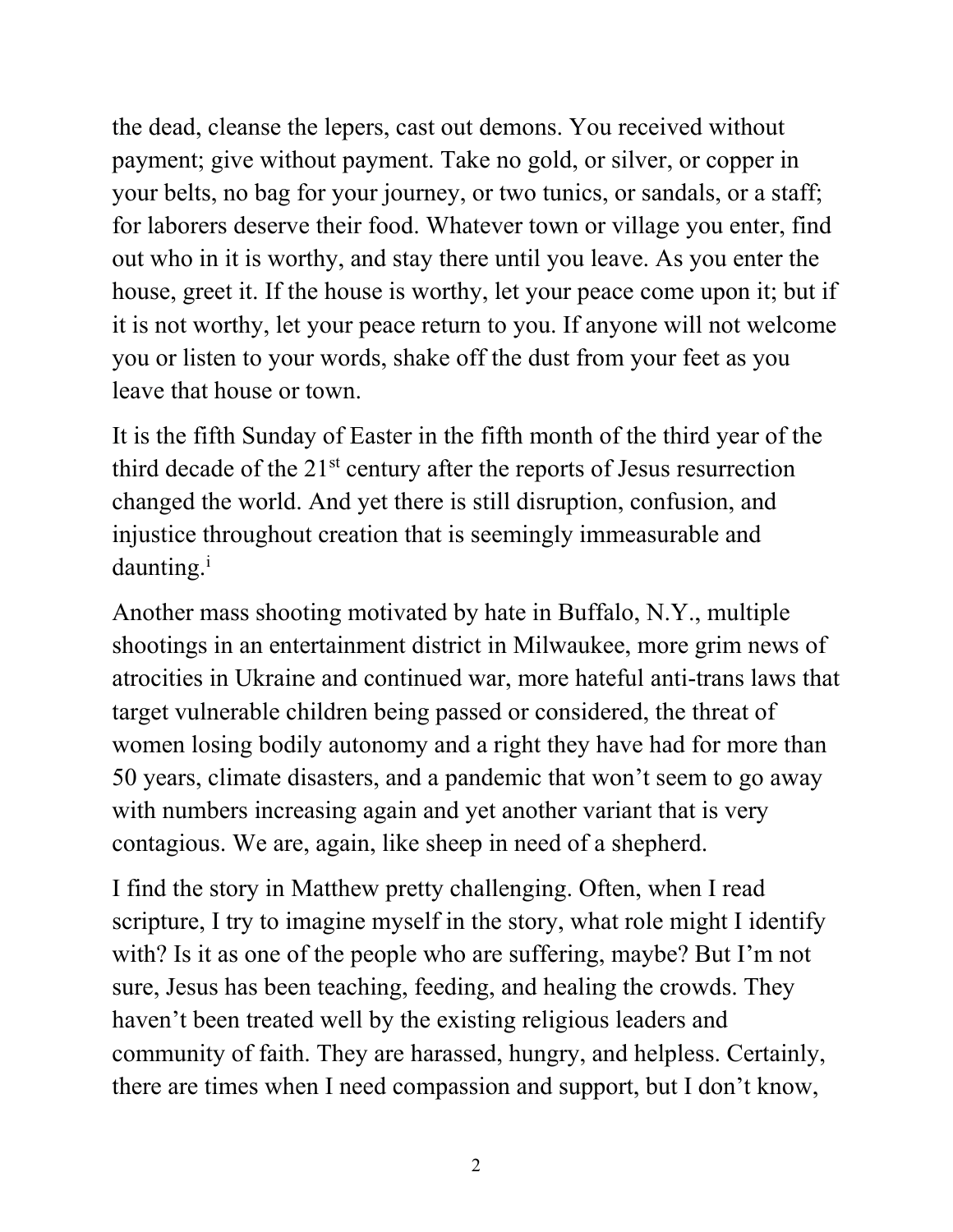the dead, cleanse the lepers, cast out demons. You received without payment; give without payment. Take no gold, or silver, or copper in your belts, no bag for your journey, or two tunics, or sandals, or a staff; for laborers deserve their food. Whatever town or village you enter, find out who in it is worthy, and stay there until you leave. As you enter the house, greet it. If the house is worthy, let your peace come upon it; but if it is not worthy, let your peace return to you. If anyone will not welcome you or listen to your words, shake off the dust from your feet as you leave that house or town.

It is the fifth Sunday of Easter in the fifth month of the third year of the third decade of the 21st century after the reports of Jesus resurrection changed the world. And yet there is still disruption, confusion, and injustice throughout creation that is seemingly immeasurable and daunting.[i]

Another mass shooting motivated by hate in Buffalo, N.Y., multiple shootings in an entertainment district in Milwaukee, more grim news of atrocities in Ukraine and continued war, more hateful anti-trans laws that target vulnerable children being passed or considered, the threat of women losing bodily autonomy and a right they have had for more than 50 years, climate disasters, and a pandemic that won't seem to go away with numbers increasing again and yet another variant that is very contagious. We are, again, like sheep in need of a shepherd.

I find the story in Matthew pretty challenging. Often, when I read scripture, I try to imagine myself in the story, what role might I identify with? Is it as one of the people who are suffering, maybe? But I'm not sure, Jesus has been teaching, feeding, and healing the crowds. They haven't been treated well by the existing religious leaders and community of faith. They are harassed, hungry, and helpless. Certainly, there are times when I need compassion and support, but I don't know,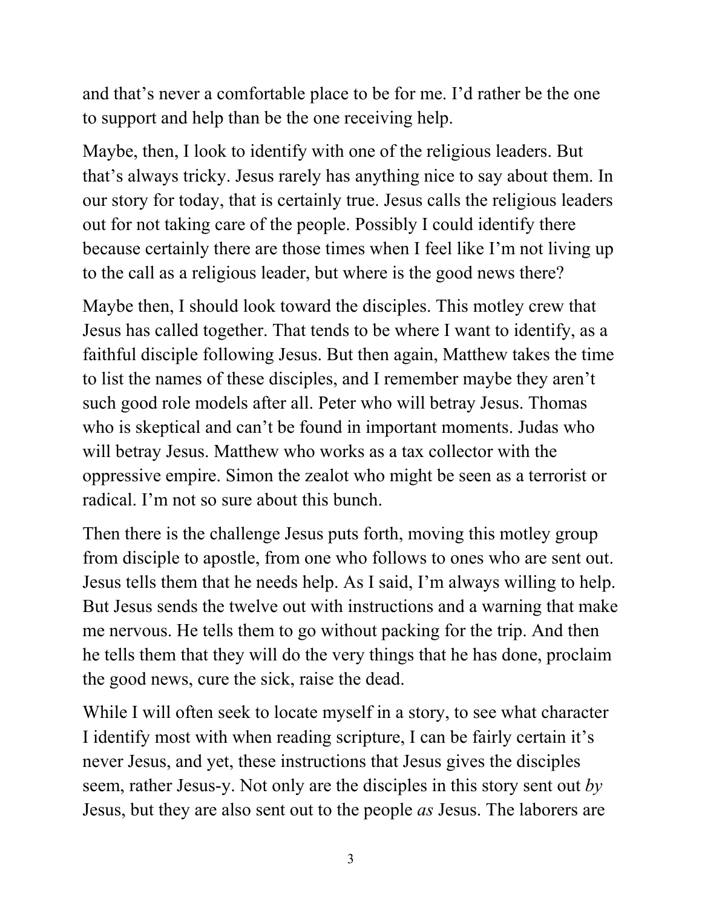and that's never a comfortable place to be for me. I'd rather be the one to support and help than be the one receiving help.

Maybe, then, I look to identify with one of the religious leaders. But that's always tricky. Jesus rarely has anything nice to say about them. In our story for today, that is certainly true. Jesus calls the religious leaders out for not taking care of the people. Possibly I could identify there because certainly there are those times when I feel like I'm not living up to the call as a religious leader, but where is the good news there?

Maybe then, I should look toward the disciples. This motley crew that Jesus has called together. That tends to be where I want to identify, as a faithful disciple following Jesus. But then again, Matthew takes the time to list the names of these disciples, and I remember maybe they aren't such good role models after all. Peter who will betray Jesus. Thomas who is skeptical and can't be found in important moments. Judas who will betray Jesus. Matthew who works as a tax collector with the oppressive empire. Simon the zealot who might be seen as a terrorist or radical. I'm not so sure about this bunch.

Then there is the challenge Jesus puts forth, moving this motley group from disciple to apostle, from one who follows to ones who are sent out. Jesus tells them that he needs help. As I said, I'm always willing to help. But Jesus sends the twelve out with instructions and a warning that make me nervous. He tells them to go without packing for the trip. And then he tells them that they will do the very things that he has done, proclaim the good news, cure the sick, raise the dead.

While I will often seek to locate myself in a story, to see what character I identify most with when reading scripture, I can be fairly certain it's never Jesus, and yet, these instructions that Jesus gives the disciples seem, rather Jesus-y. Not only are the disciples in this story sent out *by* Jesus, but they are also sent out to the people *as* Jesus. The laborers are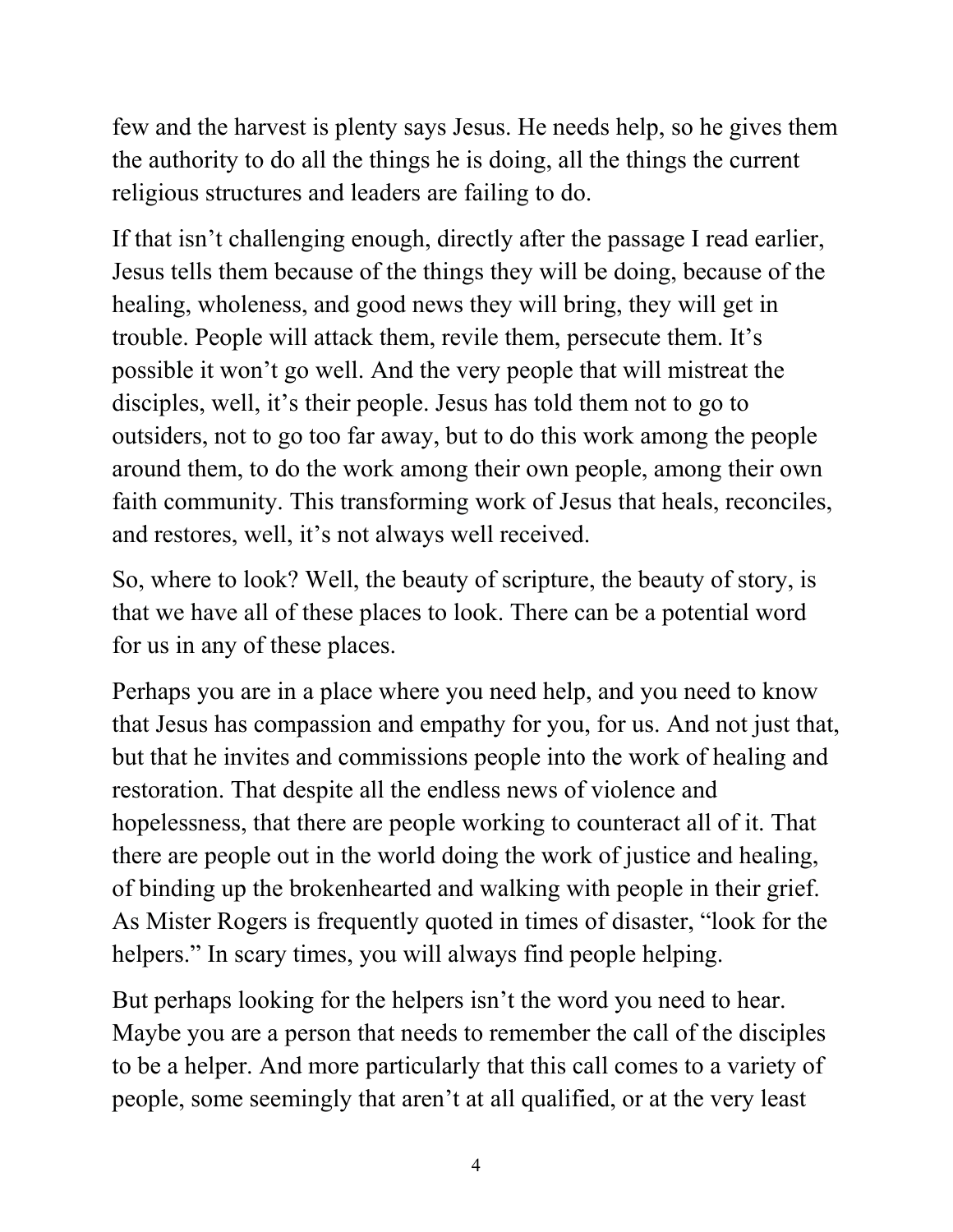few and the harvest is plenty says Jesus. He needs help, so he gives them the authority to do all the things he is doing, all the things the current religious structures and leaders are failing to do.

If that isn't challenging enough, directly after the passage I read earlier, Jesus tells them because of the things they will be doing, because of the healing, wholeness, and good news they will bring, they will get in trouble. People will attack them, revile them, persecute them. It's possible it won't go well. And the very people that will mistreat the disciples, well, it's their people. Jesus has told them not to go to outsiders, not to go too far away, but to do this work among the people around them, to do the work among their own people, among their own faith community. This transforming work of Jesus that heals, reconciles, and restores, well, it's not always well received.

So, where to look? Well, the beauty of scripture, the beauty of story, is that we have all of these places to look. There can be a potential word for us in any of these places.

Perhaps you are in a place where you need help, and you need to know that Jesus has compassion and empathy for you, for us. And not just that, but that he invites and commissions people into the work of healing and restoration. That despite all the endless news of violence and hopelessness, that there are people working to counteract all of it. That there are people out in the world doing the work of justice and healing, of binding up the brokenhearted and walking with people in their grief. As Mister Rogers is frequently quoted in times of disaster, "look for the helpers." In scary times, you will always find people helping.

But perhaps looking for the helpers isn't the word you need to hear. Maybe you are a person that needs to remember the call of the disciples to be a helper. And more particularly that this call comes to a variety of people, some seemingly that aren't at all qualified, or at the very least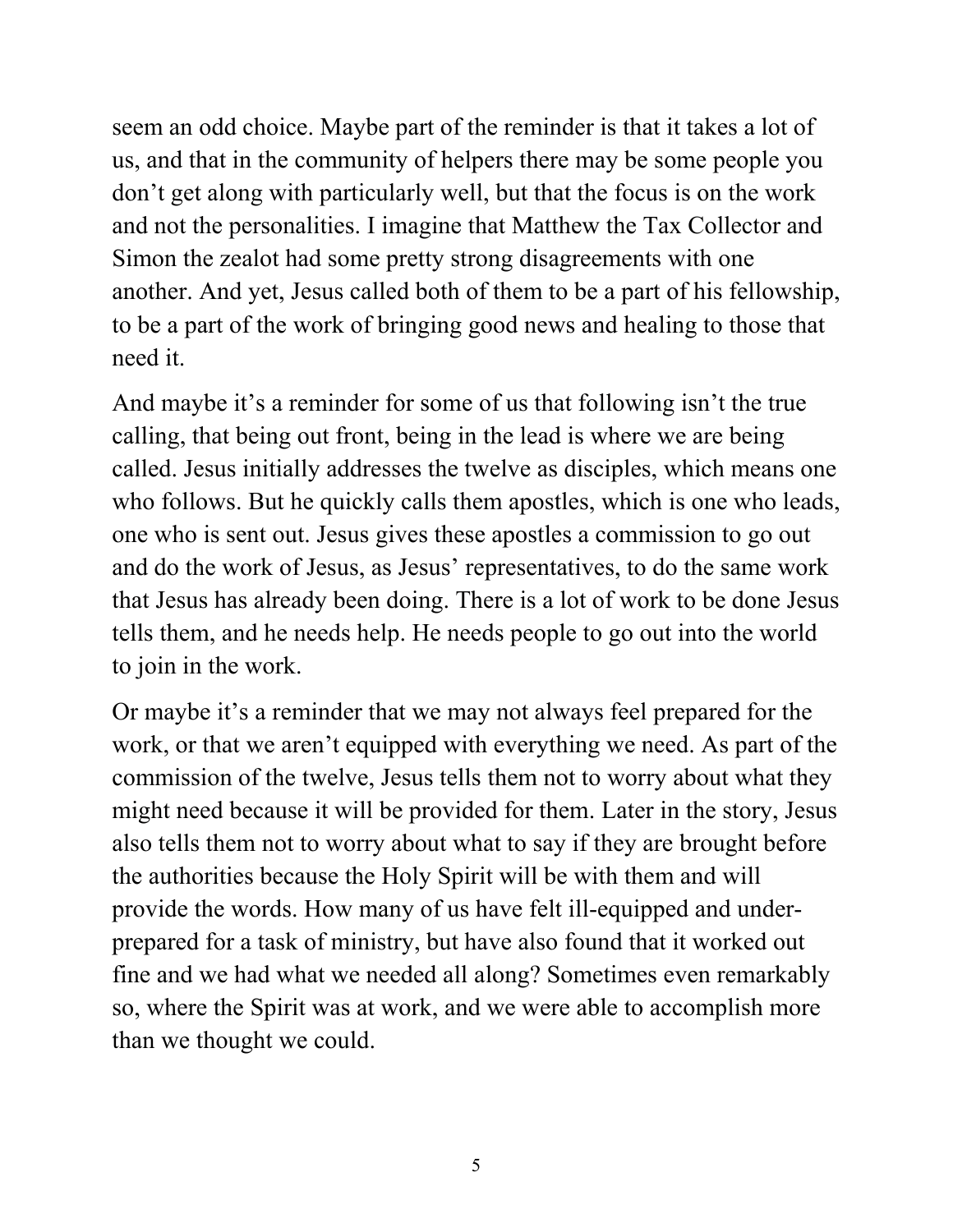seem an odd choice. Maybe part of the reminder is that it takes a lot of us, and that in the community of helpers there may be some people you don't get along with particularly well, but that the focus is on the work and not the personalities. I imagine that Matthew the Tax Collector and Simon the zealot had some pretty strong disagreements with one another. And yet, Jesus called both of them to be a part of his fellowship, to be a part of the work of bringing good news and healing to those that need it.

And maybe it's a reminder for some of us that following isn't the true calling, that being out front, being in the lead is where we are being called. Jesus initially addresses the twelve as disciples, which means one who follows. But he quickly calls them apostles, which is one who leads, one who is sent out. Jesus gives these apostles a commission to go out and do the work of Jesus, as Jesus' representatives, to do the same work that Jesus has already been doing. There is a lot of work to be done Jesus tells them, and he needs help. He needs people to go out into the world to join in the work.

Or maybe it's a reminder that we may not always feel prepared for the work, or that we aren't equipped with everything we need. As part of the commission of the twelve, Jesus tells them not to worry about what they might need because it will be provided for them. Later in the story, Jesus also tells them not to worry about what to say if they are brought before the authorities because the Holy Spirit will be with them and will provide the words. How many of us have felt ill-equipped and under-prepared for a task of ministry, but have also found that it worked out fine and we had what we needed all along? Sometimes even remarkably so, where the Spirit was at work, and we were able to accomplish more than we thought we could.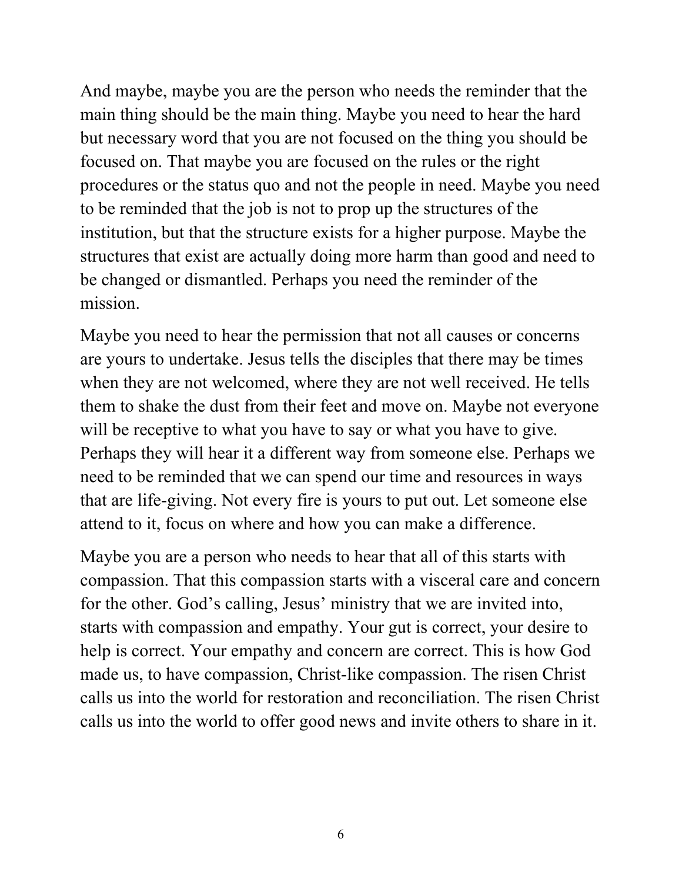And maybe, maybe you are the person who needs the reminder that the main thing should be the main thing. Maybe you need to hear the hard but necessary word that you are not focused on the thing you should be focused on. That maybe you are focused on the rules or the right procedures or the status quo and not the people in need. Maybe you need to be reminded that the job is not to prop up the structures of the institution, but that the structure exists for a higher purpose. Maybe the structures that exist are actually doing more harm than good and need to be changed or dismantled. Perhaps you need the reminder of the mission.

Maybe you need to hear the permission that not all causes or concerns are yours to undertake. Jesus tells the disciples that there may be times when they are not welcomed, where they are not well received. He tells them to shake the dust from their feet and move on. Maybe not everyone will be receptive to what you have to say or what you have to give. Perhaps they will hear it a different way from someone else. Perhaps we need to be reminded that we can spend our time and resources in ways that are life-giving. Not every fire is yours to put out. Let someone else attend to it, focus on where and how you can make a difference.

Maybe you are a person who needs to hear that all of this starts with compassion. That this compassion starts with a visceral care and concern for the other. God's calling, Jesus' ministry that we are invited into, starts with compassion and empathy. Your gut is correct, your desire to help is correct. Your empathy and concern are correct. This is how God made us, to have compassion, Christ-like compassion. The risen Christ calls us into the world for restoration and reconciliation. The risen Christ calls us into the world to offer good news and invite others to share in it.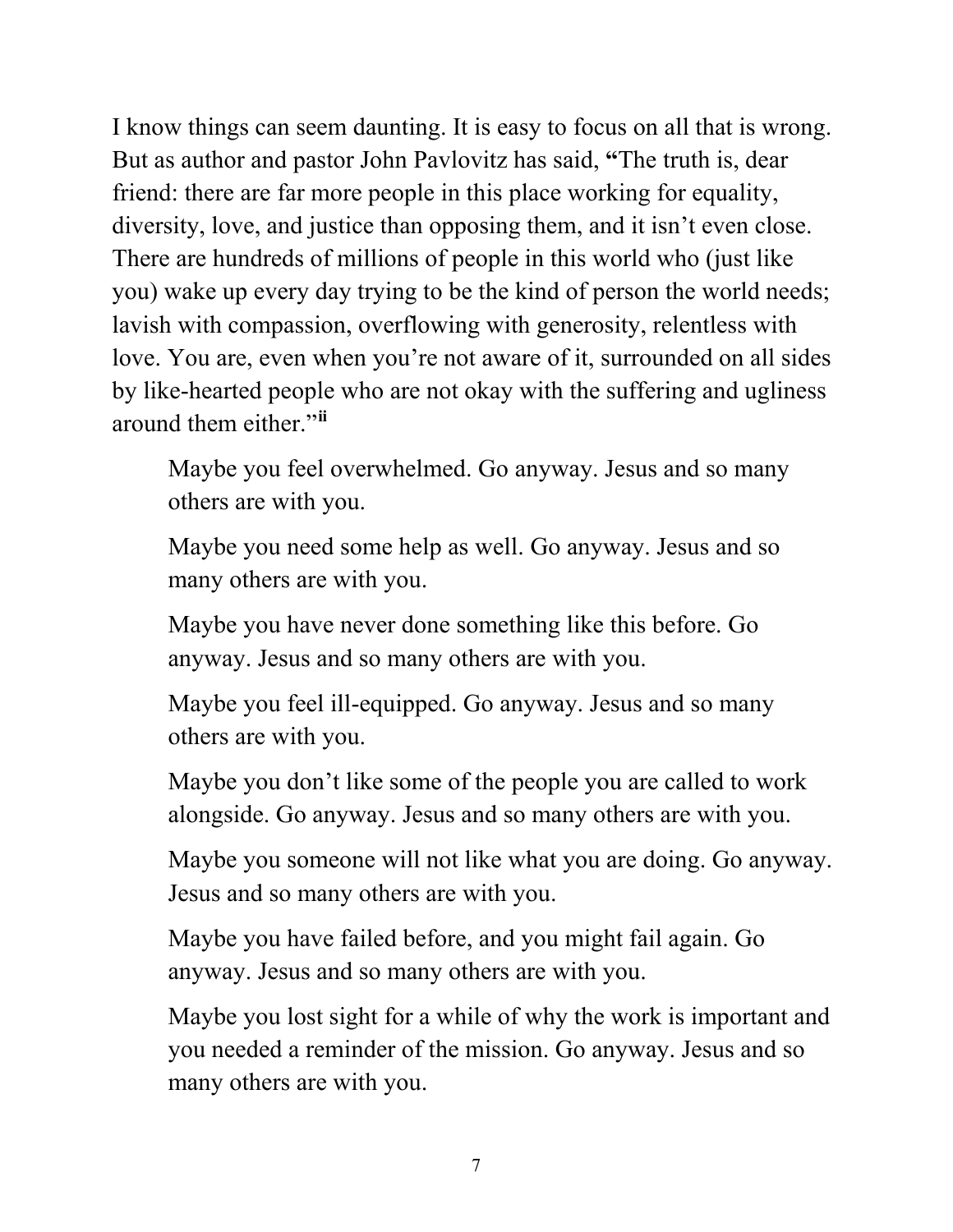I know things can seem daunting. It is easy to focus on all that is wrong. But as author and pastor John Pavlovitz has said, **"**The truth is, dear friend: there are far more people in this place working for equality, diversity, love, and justice than opposing them, and it isn't even close. There are hundreds of millions of people in this world who (just like you) wake up every day trying to be the kind of person the world needs; lavish with compassion, overflowing with generosity, relentless with love. You are, even when you're not aware of it, surrounded on all sides by like-hearted people who are not okay with the suffering and ugliness around them either."[ii]

> Maybe you feel overwhelmed. Go anyway. Jesus and so many others are with you.
>
> Maybe you need some help as well. Go anyway. Jesus and so many others are with you.
>
> Maybe you have never done something like this before. Go anyway. Jesus and so many others are with you.
>
> Maybe you feel ill-equipped. Go anyway. Jesus and so many others are with you.
>
> Maybe you don't like some of the people you are called to work alongside. Go anyway. Jesus and so many others are with you.
>
> Maybe you someone will not like what you are doing. Go anyway. Jesus and so many others are with you.
>
> Maybe you have failed before, and you might fail again. Go anyway. Jesus and so many others are with you.
>
> Maybe you lost sight for a while of why the work is important and you needed a reminder of the mission. Go anyway. Jesus and so many others are with you.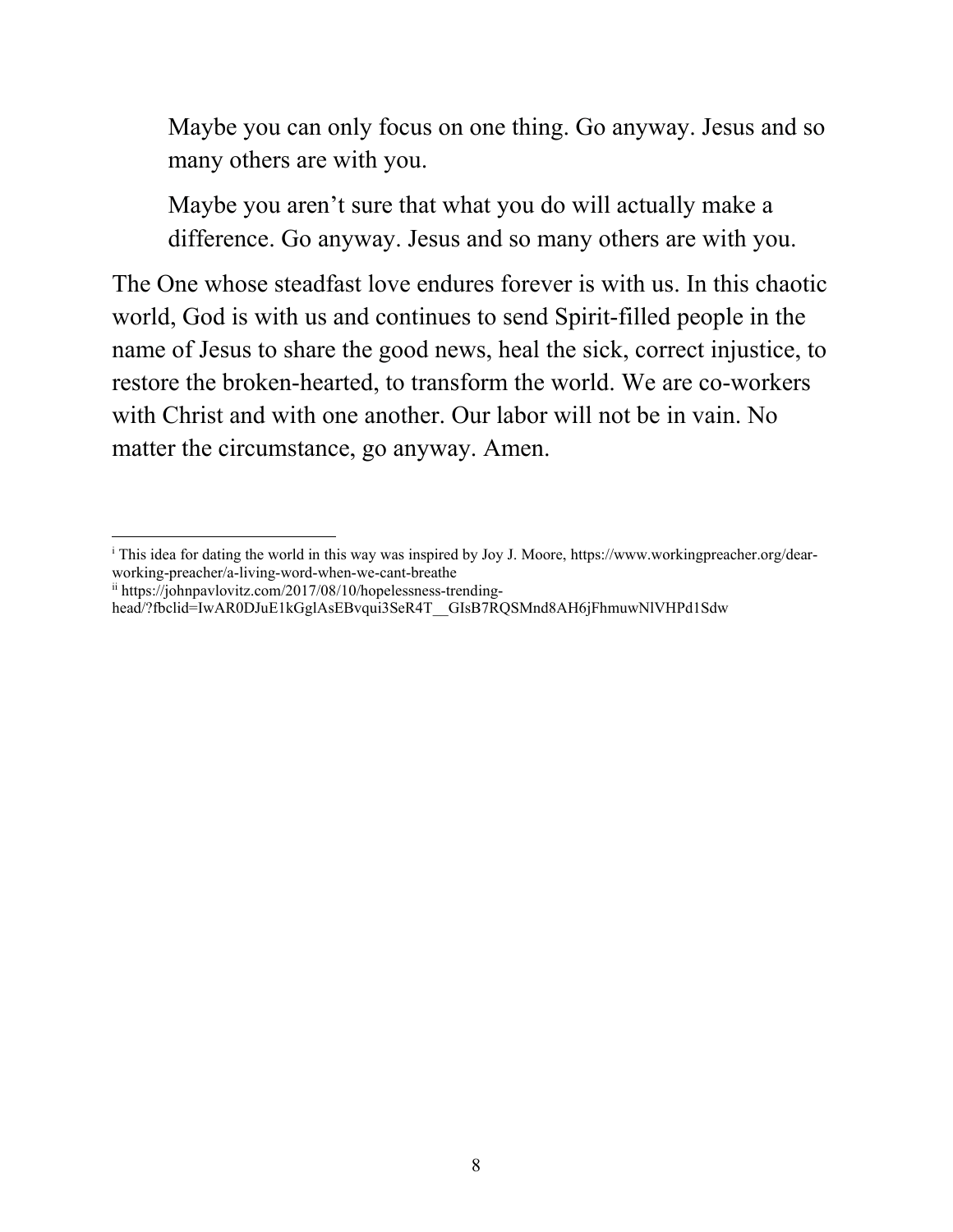> Maybe you can only focus on one thing. Go anyway. Jesus and so many others are with you.
>
> Maybe you aren't sure that what you do will actually make a difference. Go anyway. Jesus and so many others are with you.

The One whose steadfast love endures forever is with us. In this chaotic world, God is with us and continues to send Spirit-filled people in the name of Jesus to share the good news, heal the sick, correct injustice, to restore the broken-hearted, to transform the world. We are co-workers with Christ and with one another. Our labor will not be in vain. No matter the circumstance, go anyway. Amen.

---

[i] This idea for dating the world in this way was inspired by Joy J. Moore, https://www.workingpreacher.org/dear-working-preacher/a-living-word-when-we-cant-breathe

[ii] https://johnpavlovitz.com/2017/08/10/hopelessness-trending-head/?fbclid=IwAR0DJuE1kGglAsEBvqui3SeR4T__GIsB7RQSMnd8AH6jFhmuwNlVHPd1Sdw